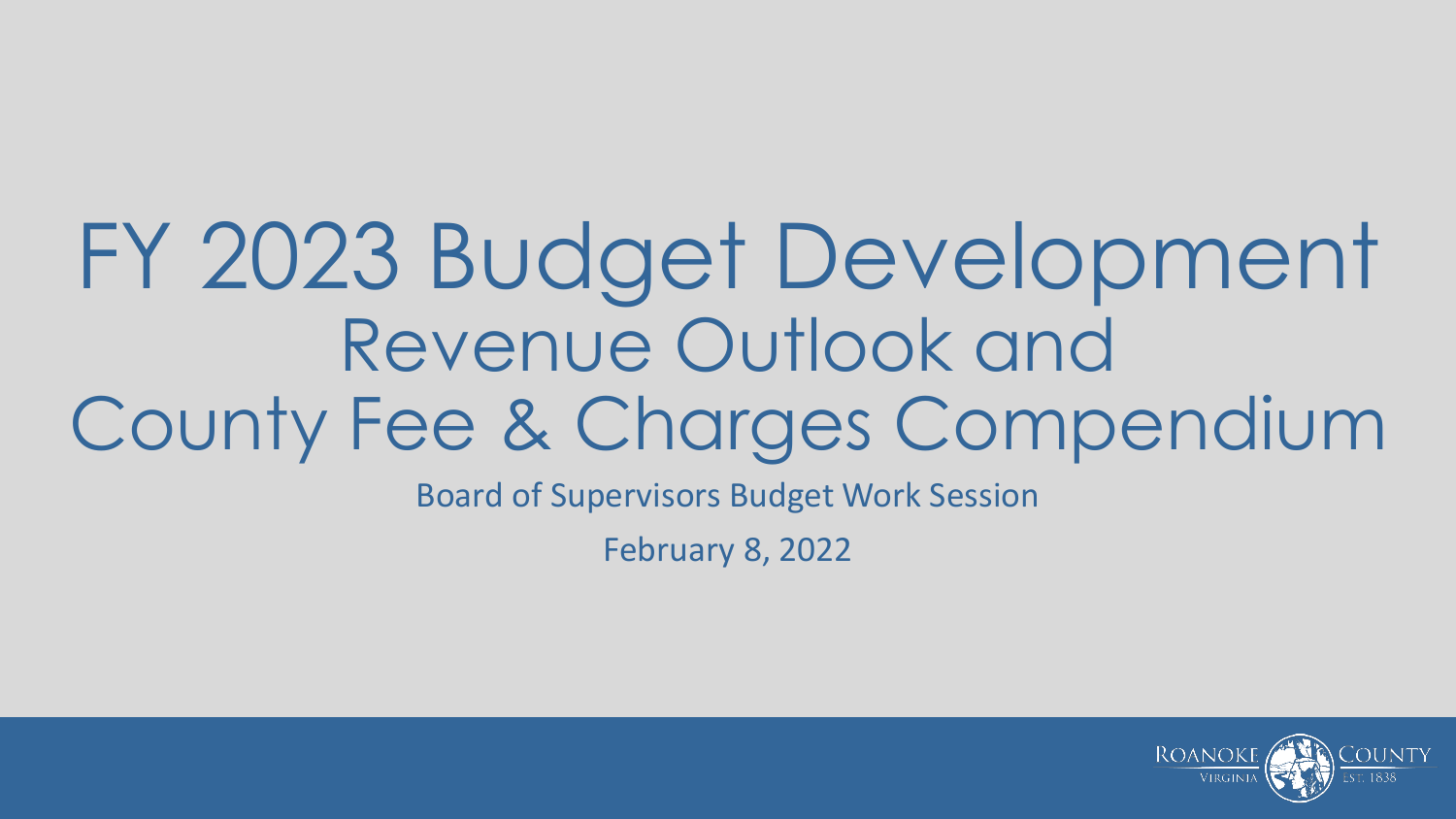# FY 2023 Budget Development

## Revenue Outlook and County Fee & Charges Compendium

Board of Supervisors Budget Work Session

February 8, 2022

ROANOKE COUNTY
VIRGINIA EST. 1838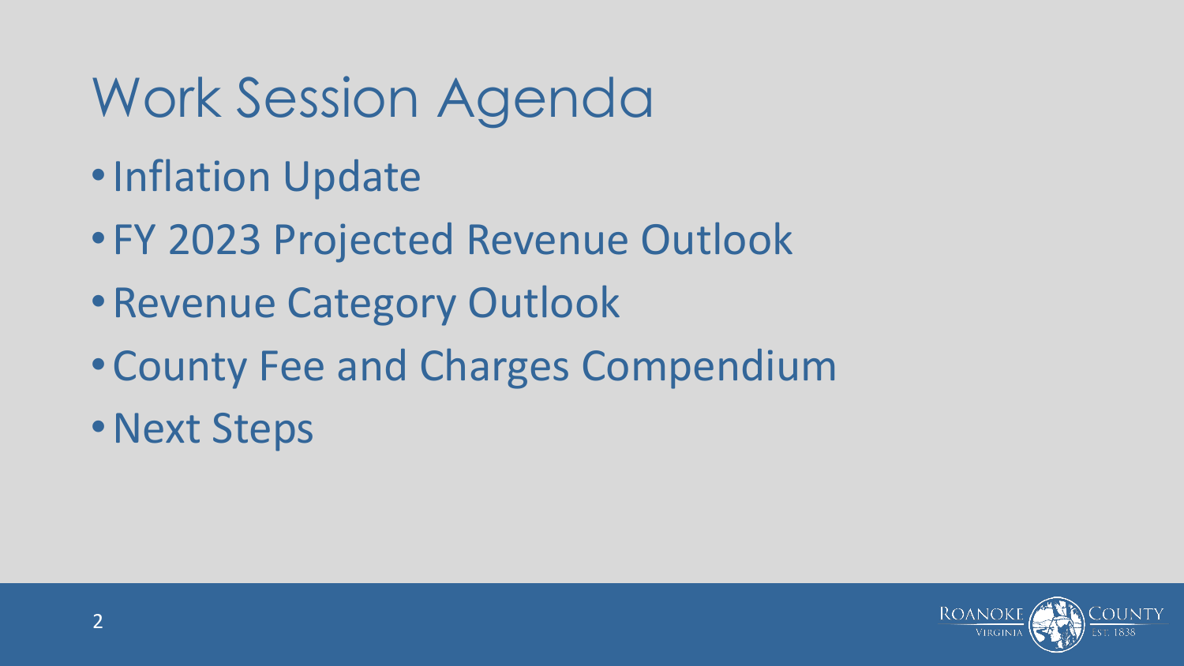# Work Session Agenda

- Inflation Update
- FY 2023 Projected Revenue Outlook
- Revenue Category Outlook
- County Fee and Charges Compendium
- Next Steps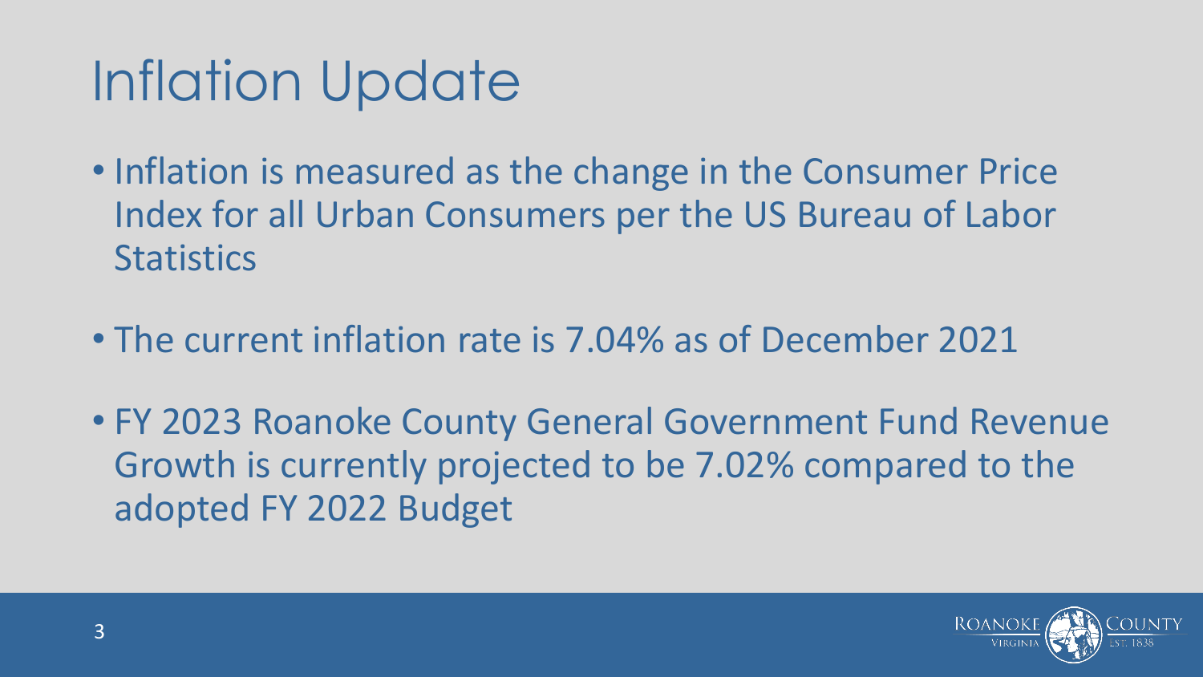# Inflation Update

- Inflation is measured as the change in the Consumer Price Index for all Urban Consumers per the US Bureau of Labor Statistics
- The current inflation rate is 7.04% as of December 2021
- FY 2023 Roanoke County General Government Fund Revenue Growth is currently projected to be 7.02% compared to the adopted FY 2022 Budget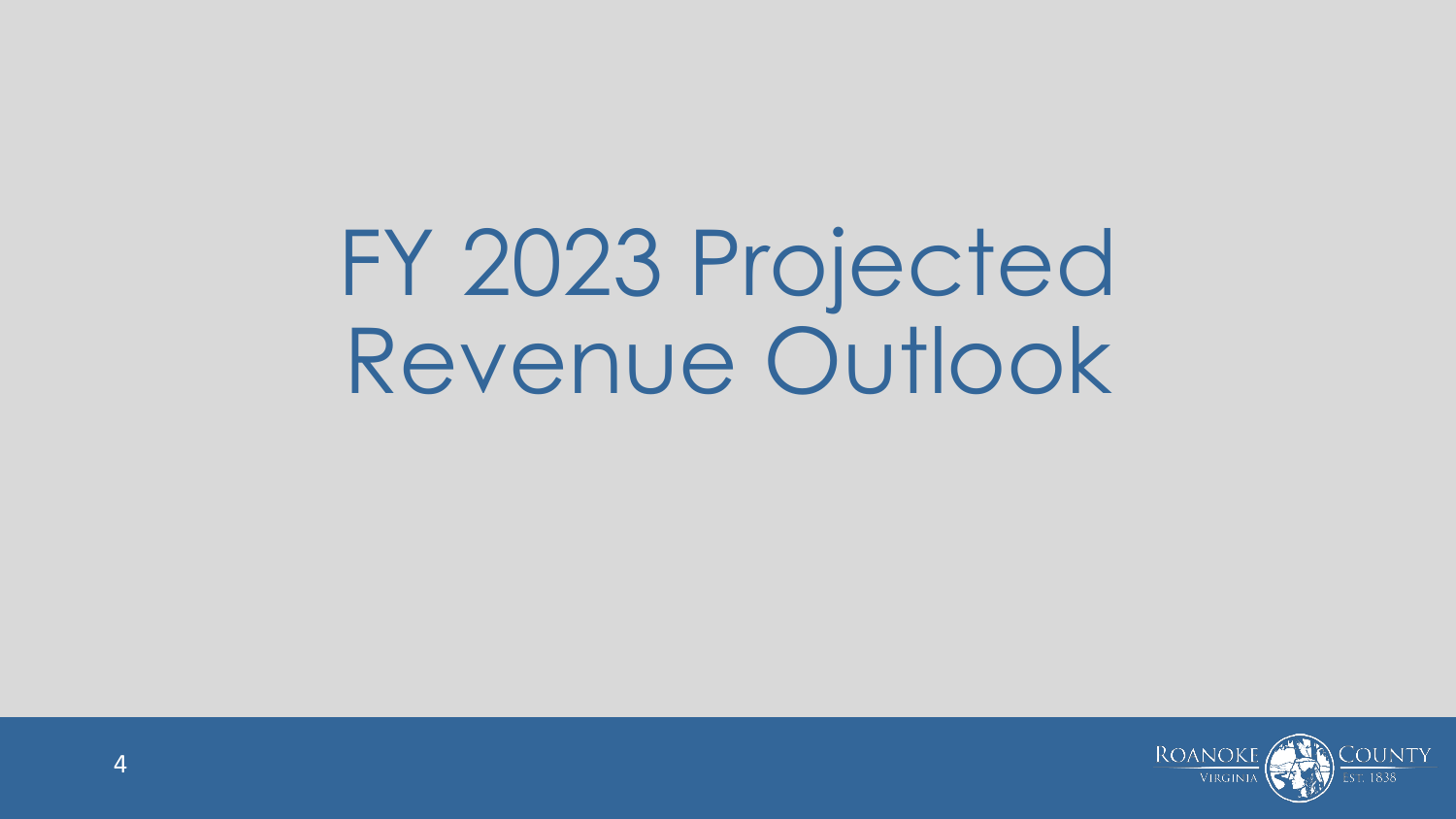# FY 2023 Projected Revenue Outlook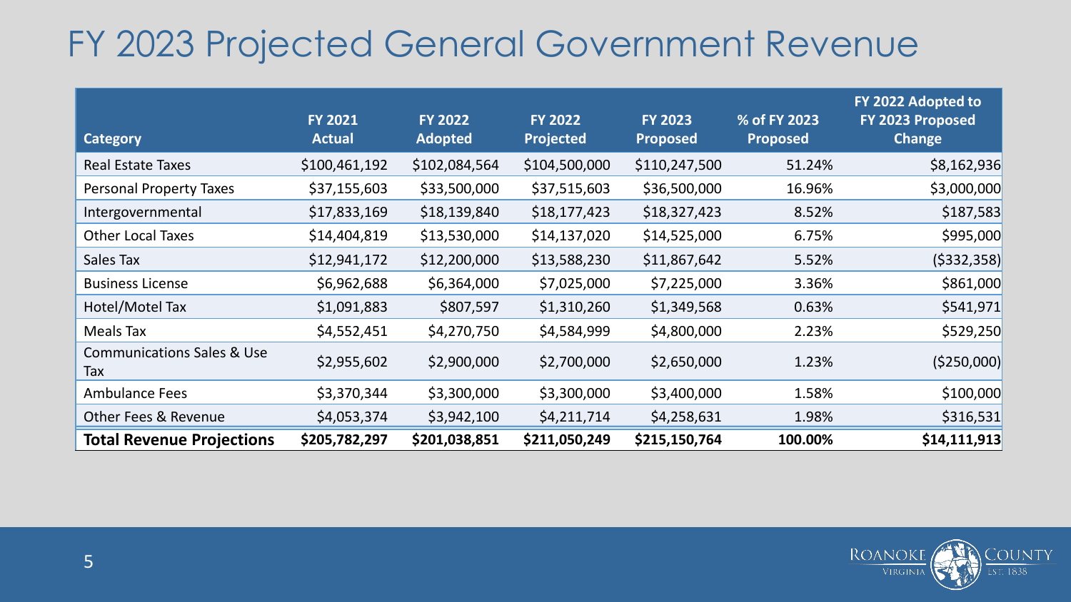# FY 2023 Projected General Government Revenue

| Category | FY 2021 Actual | FY 2022 Adopted | FY 2022 Projected | FY 2023 Proposed | % of FY 2023 Proposed | FY 2022 Adopted to FY 2023 Proposed Change |
|---|---|---|---|---|---|---|
| Real Estate Taxes | $100,461,192 | $102,084,564 | $104,500,000 | $110,247,500 | 51.24% | $8,162,936 |
| Personal Property Taxes | $37,155,603 | $33,500,000 | $37,515,603 | $36,500,000 | 16.96% | $3,000,000 |
| Intergovernmental | $17,833,169 | $18,139,840 | $18,177,423 | $18,327,423 | 8.52% | $187,583 |
| Other Local Taxes | $14,404,819 | $13,530,000 | $14,137,020 | $14,525,000 | 6.75% | $995,000 |
| Sales Tax | $12,941,172 | $12,200,000 | $13,588,230 | $11,867,642 | 5.52% | ($332,358) |
| Business License | $6,962,688 | $6,364,000 | $7,025,000 | $7,225,000 | 3.36% | $861,000 |
| Hotel/Motel Tax | $1,091,883 | $807,597 | $1,310,260 | $1,349,568 | 0.63% | $541,971 |
| Meals Tax | $4,552,451 | $4,270,750 | $4,584,999 | $4,800,000 | 2.23% | $529,250 |
| Communications Sales & Use Tax | $2,955,602 | $2,900,000 | $2,700,000 | $2,650,000 | 1.23% | ($250,000) |
| Ambulance Fees | $3,370,344 | $3,300,000 | $3,300,000 | $3,400,000 | 1.58% | $100,000 |
| Other Fees & Revenue | $4,053,374 | $3,942,100 | $4,211,714 | $4,258,631 | 1.98% | $316,531 |
| **Total Revenue Projections** | **$205,782,297** | **$201,038,851** | **$211,050,249** | **$215,150,764** | **100.00%** | **$14,111,913** |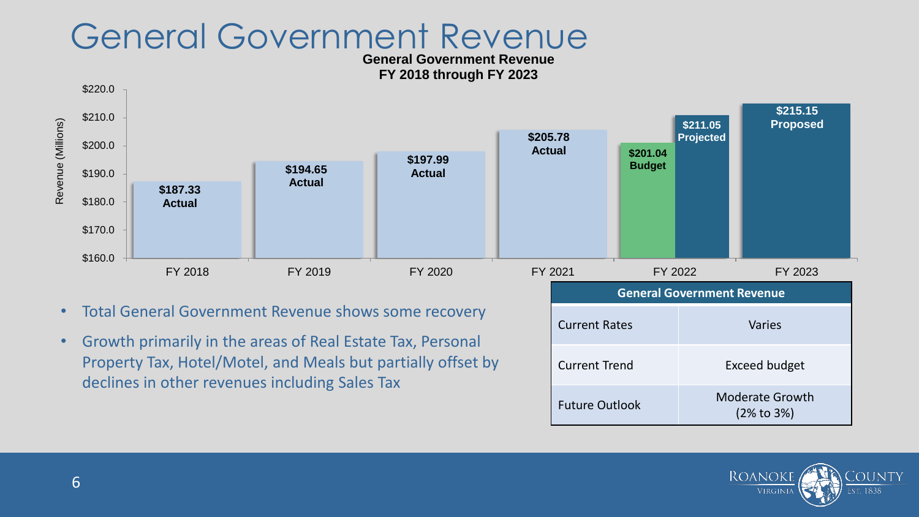# General Government Revenue

**General Government Revenue**
**FY 2018 through FY 2023**

| Fiscal Year | Revenue (Millions) |
| --- | --- |
| FY 2018 | $187.33 Actual |
| FY 2019 | $194.65 Actual |
| FY 2020 | $197.99 Actual |
| FY 2021 | $205.78 Actual |
| FY 2022 | $201.04 Budget |
| FY 2022 | $211.05 Projected |
| FY 2023 | $215.15 Proposed |

- Total General Government Revenue shows some recovery
- Growth primarily in the areas of Real Estate Tax, Personal Property Tax, Hotel/Motel, and Meals but partially offset by declines in other revenues including Sales Tax

| General Government Revenue | |
| --- | --- |
| Current Rates | Varies |
| Current Trend | Exceed budget |
| Future Outlook | Moderate Growth (2% to 3%) |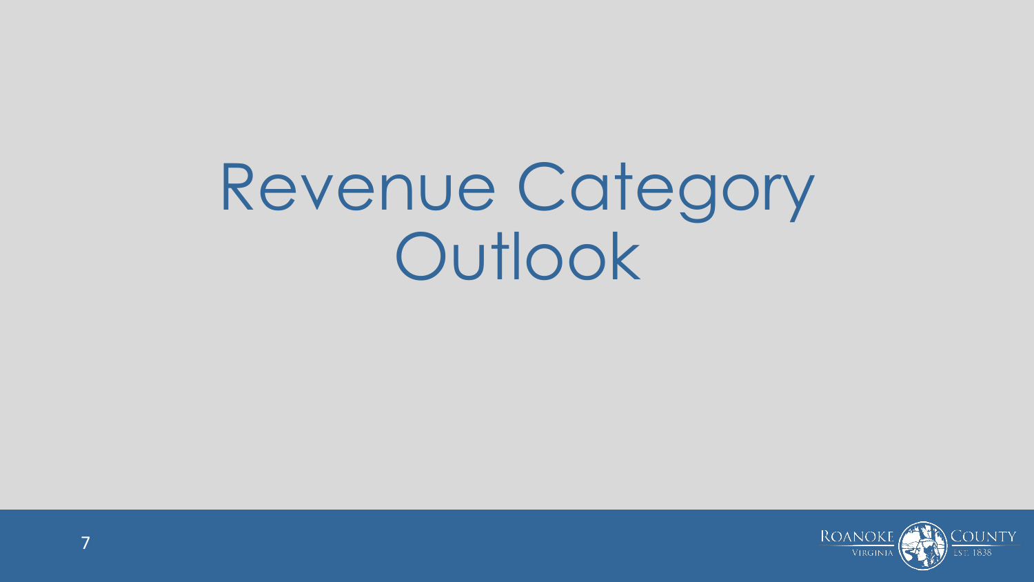# Revenue Category Outlook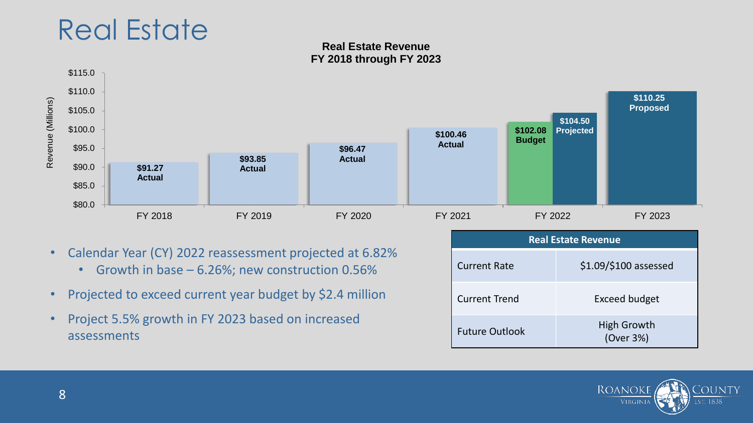# Real Estate

**Real Estate Revenue**
**FY 2018 through FY 2023**

| Fiscal Year | Revenue (Millions) | Type |
|---|---|---|
| FY 2018 | $91.27 | Actual |
| FY 2019 | $93.85 | Actual |
| FY 2020 | $96.47 | Actual |
| FY 2021 | $100.46 | Actual |
| FY 2022 | $102.08 | Budget |
| FY 2022 | $104.50 | Projected |
| FY 2023 | $110.25 | Proposed |

- Calendar Year (CY) 2022 reassessment projected at 6.82%
  - Growth in base – 6.26%; new construction 0.56%
- Projected to exceed current year budget by $2.4 million
- Project 5.5% growth in FY 2023 based on increased assessments

| Real Estate Revenue | |
|---|---|
| Current Rate | $1.09/$100 assessed |
| Current Trend | Exceed budget |
| Future Outlook | High Growth (Over 3%) |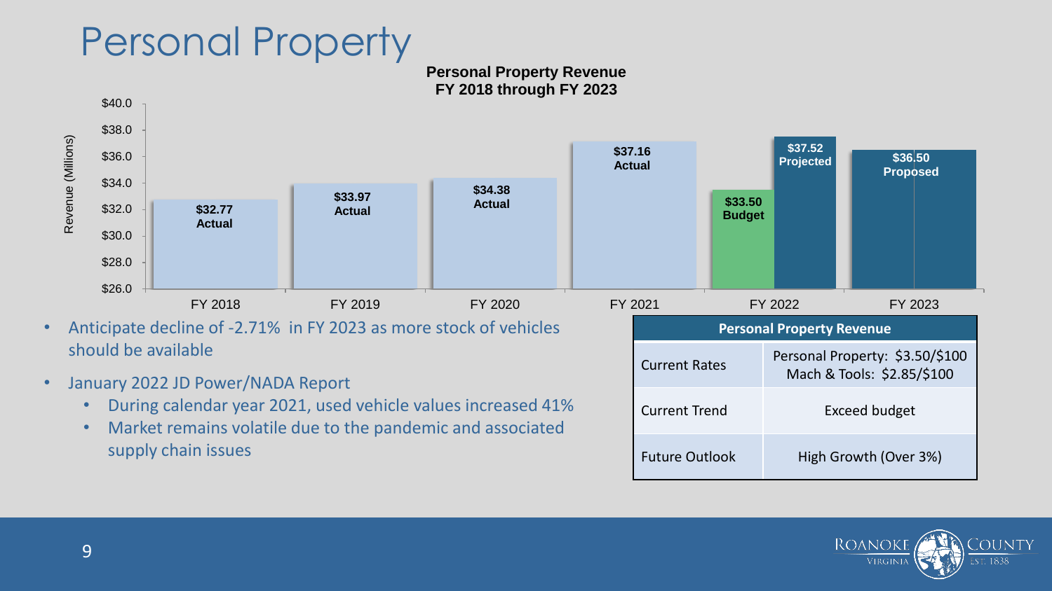# Personal Property

**Personal Property Revenue FY 2018 through FY 2023**

| Fiscal Year | Revenue (Millions) |
|---|---|
| FY 2018 | $32.77 Actual |
| FY 2019 | $33.97 Actual |
| FY 2020 | $34.38 Actual |
| FY 2021 | $37.16 Actual |
| FY 2022 | $33.50 Budget; $37.52 Projected |
| FY 2023 | $36.50 Proposed |

- Anticipate decline of -2.71% in FY 2023 as more stock of vehicles should be available
- January 2022 JD Power/NADA Report
  - During calendar year 2021, used vehicle values increased 41%
  - Market remains volatile due to the pandemic and associated supply chain issues

| Personal Property Revenue | |
|---|---|
| Current Rates | Personal Property: $3.50/$100<br>Mach & Tools: $2.85/$100 |
| Current Trend | Exceed budget |
| Future Outlook | High Growth (Over 3%) |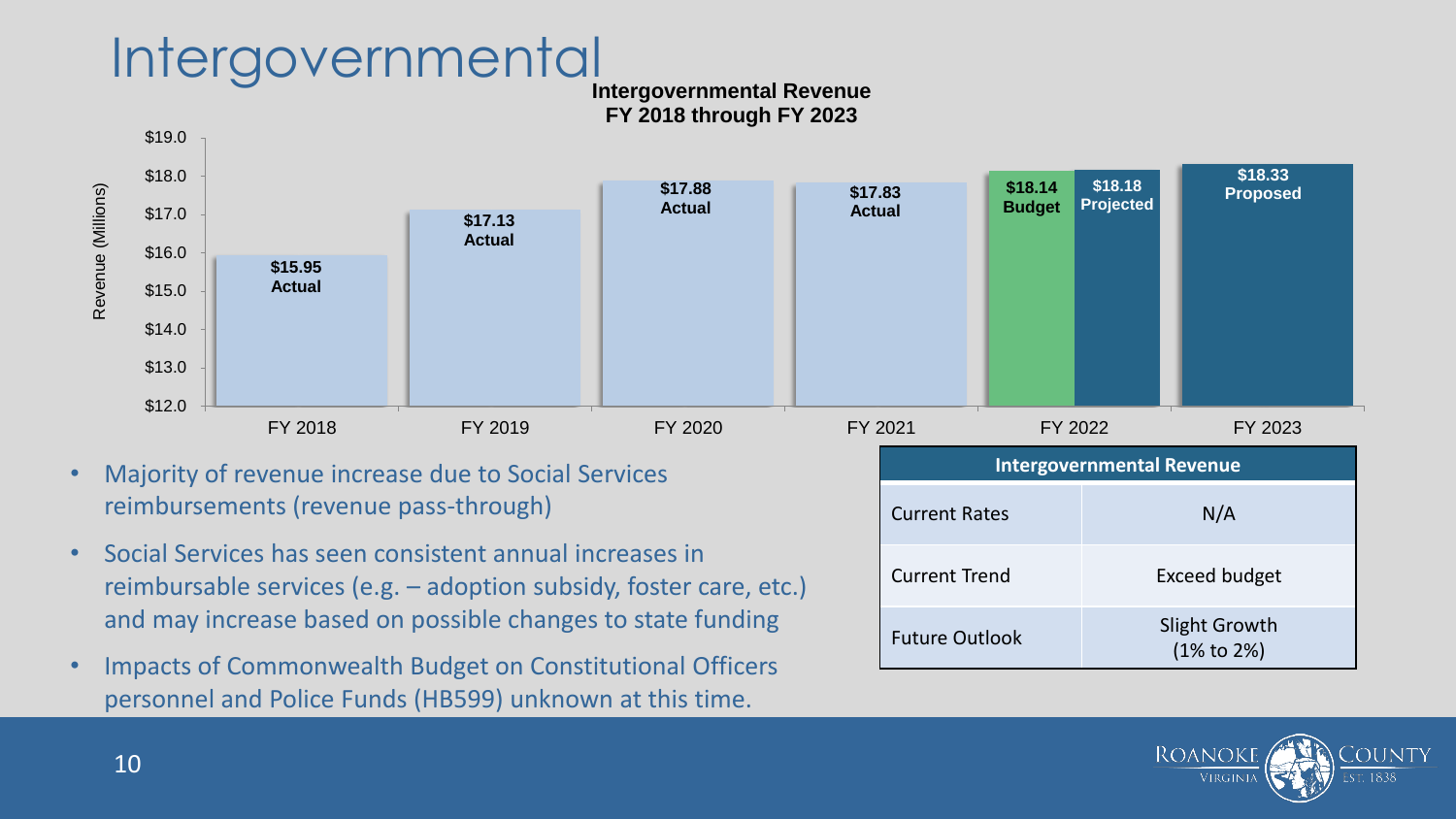# Intergovernmental

**Intergovernmental Revenue**
**FY 2018 through FY 2023**

| Fiscal Year | Revenue (Millions) |
|---|---|
| FY 2018 | $15.95 Actual |
| FY 2019 | $17.13 Actual |
| FY 2020 | $17.88 Actual |
| FY 2021 | $17.83 Actual |
| FY 2022 | $18.14 Budget / $18.18 Projected |
| FY 2023 | $18.33 Proposed |

- Majority of revenue increase due to Social Services reimbursements (revenue pass-through)
- Social Services has seen consistent annual increases in reimbursable services (e.g. – adoption subsidy, foster care, etc.) and may increase based on possible changes to state funding
- Impacts of Commonwealth Budget on Constitutional Officers personnel and Police Funds (HB599) unknown at this time.

| Intergovernmental Revenue | |
|---|---|
| Current Rates | N/A |
| Current Trend | Exceed budget |
| Future Outlook | Slight Growth (1% to 2%) |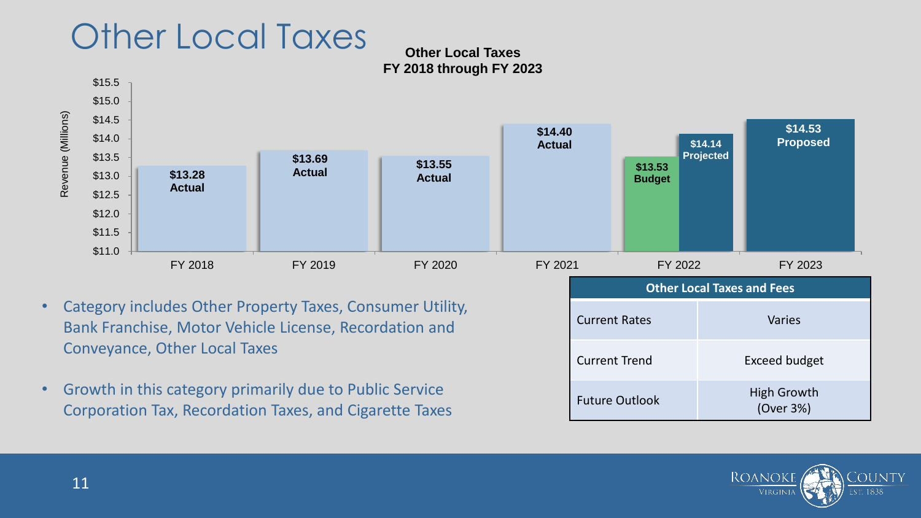# Other Local Taxes

**Other Local Taxes**
**FY 2018 through FY 2023**

| Fiscal Year | Revenue (Millions) |
|---|---|
| FY 2018 | $13.28 Actual |
| FY 2019 | $13.69 Actual |
| FY 2020 | $13.55 Actual |
| FY 2021 | $14.40 Actual |
| FY 2022 | $13.53 Budget |
| FY 2022 | $14.14 Projected |
| FY 2023 | $14.53 Proposed |

- Category includes Other Property Taxes, Consumer Utility, Bank Franchise, Motor Vehicle License, Recordation and Conveyance, Other Local Taxes
- Growth in this category primarily due to Public Service Corporation Tax, Recordation Taxes, and Cigarette Taxes

| Other Local Taxes and Fees | |
|---|---|
| Current Rates | Varies |
| Current Trend | Exceed budget |
| Future Outlook | High Growth (Over 3%) |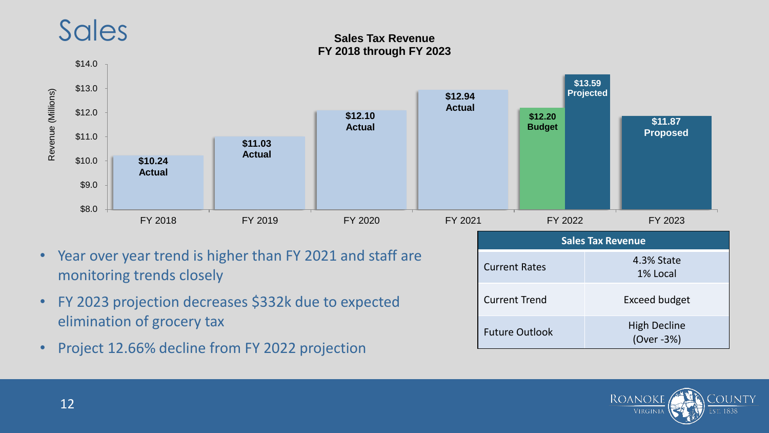# Sales

**Sales Tax Revenue**
**FY 2018 through FY 2023**

| Fiscal Year | Revenue (Millions) |
|---|---|
| FY 2018 | $10.24 Actual |
| FY 2019 | $11.03 Actual |
| FY 2020 | $12.10 Actual |
| FY 2021 | $12.94 Actual |
| FY 2022 | $12.20 Budget |
| FY 2022 | $13.59 Projected |
| FY 2023 | $11.87 Proposed |

- Year over year trend is higher than FY 2021 and staff are monitoring trends closely
- FY 2023 projection decreases $332k due to expected elimination of grocery tax
- Project 12.66% decline from FY 2022 projection

| Sales Tax Revenue | |
|---|---|
| Current Rates | 4.3% State<br>1% Local |
| Current Trend | Exceed budget |
| Future Outlook | High Decline<br>(Over -3%) |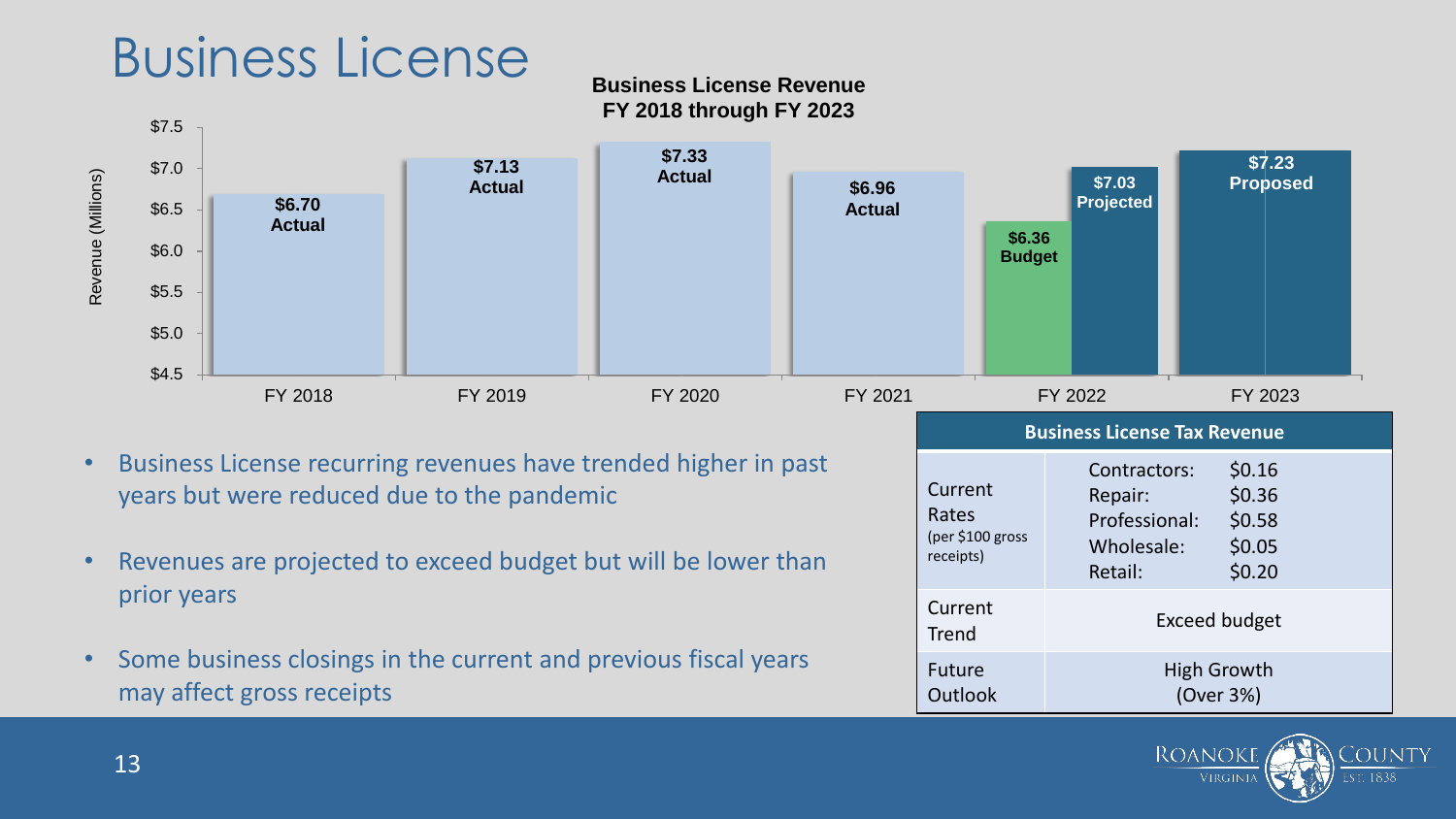# Business License

**Business License Revenue**
**FY 2018 through FY 2023**

| Fiscal Year | Revenue (Millions) |
|---|---|
| FY 2018 | $6.70 Actual |
| FY 2019 | $7.13 Actual |
| FY 2020 | $7.33 Actual |
| FY 2021 | $6.96 Actual |
| FY 2022 | $6.36 Budget |
| FY 2022 | $7.03 Projected |
| FY 2023 | $7.23 Proposed |

- Business License recurring revenues have trended higher in past years but were reduced due to the pandemic
- Revenues are projected to exceed budget but will be lower than prior years
- Some business closings in the current and previous fiscal years may affect gross receipts

| Business License Tax Revenue | |
|---|---|
| Current Rates (per $100 gross receipts) | Contractors: $0.16<br>Repair: $0.36<br>Professional: $0.58<br>Wholesale: $0.05<br>Retail: $0.20 |
| Current Trend | Exceed budget |
| Future Outlook | High Growth (Over 3%) |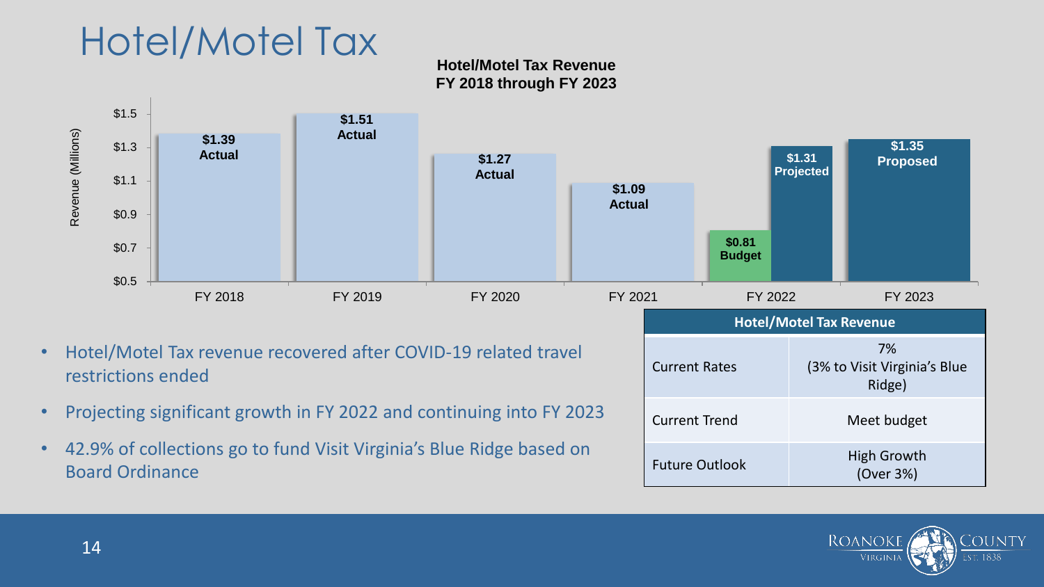# Hotel/Motel Tax

**Hotel/Motel Tax Revenue**
**FY 2018 through FY 2023**

| Fiscal Year | Revenue (Millions) |
|---|---|
| FY 2018 | $1.39 Actual |
| FY 2019 | $1.51 Actual |
| FY 2020 | $1.27 Actual |
| FY 2021 | $1.09 Actual |
| FY 2022 | $0.81 Budget |
| FY 2022 | $1.31 Projected |
| FY 2023 | $1.35 Proposed |

- Hotel/Motel Tax revenue recovered after COVID-19 related travel restrictions ended
- Projecting significant growth in FY 2022 and continuing into FY 2023
- 42.9% of collections go to fund Visit Virginia's Blue Ridge based on Board Ordinance

| Hotel/Motel Tax Revenue | |
|---|---|
| Current Rates | 7% (3% to Visit Virginia's Blue Ridge) |
| Current Trend | Meet budget |
| Future Outlook | High Growth (Over 3%) |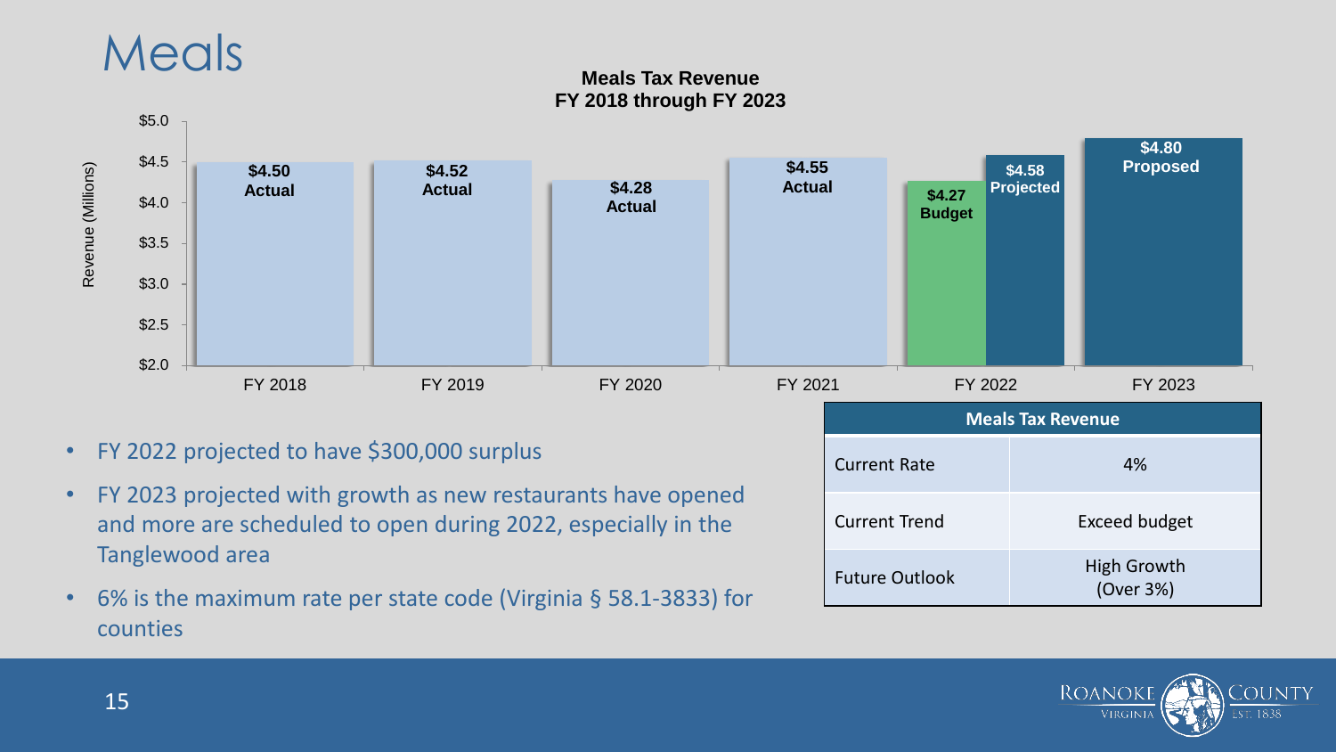# Meals

**Meals Tax Revenue**
**FY 2018 through FY 2023**

| Fiscal Year | Revenue (Millions) |
|---|---|
| FY 2018 | $4.50 Actual |
| FY 2019 | $4.52 Actual |
| FY 2020 | $4.28 Actual |
| FY 2021 | $4.55 Actual |
| FY 2022 | $4.27 Budget |
| FY 2022 | $4.58 Projected |
| FY 2023 | $4.80 Proposed |

- FY 2022 projected to have $300,000 surplus
- FY 2023 projected with growth as new restaurants have opened and more are scheduled to open during 2022, especially in the Tanglewood area
- 6% is the maximum rate per state code (Virginia § 58.1-3833) for counties

| Meals Tax Revenue | |
|---|---|
| Current Rate | 4% |
| Current Trend | Exceed budget |
| Future Outlook | High Growth (Over 3%) |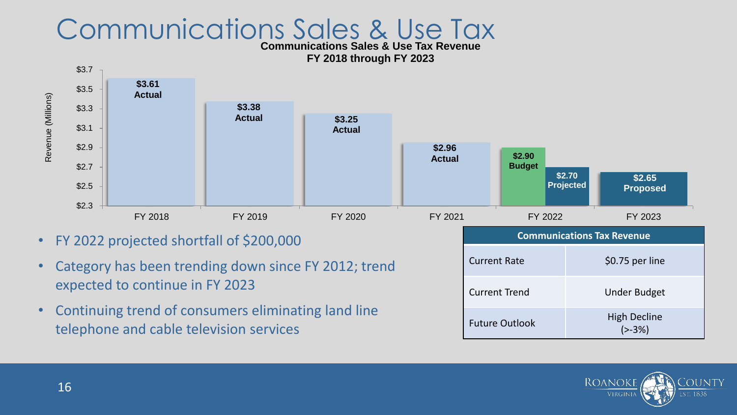# Communications Sales & Use Tax

**Communications Sales & Use Tax Revenue**
**FY 2018 through FY 2023**

| Fiscal Year | Revenue (Millions) | Status |
|---|---|---|
| FY 2018 | $3.61 | Actual |
| FY 2019 | $3.38 | Actual |
| FY 2020 | $3.25 | Actual |
| FY 2021 | $2.96 | Actual |
| FY 2022 | $2.90 | Budget |
| FY 2022 | $2.70 | Projected |
| FY 2023 | $2.65 | Proposed |

- FY 2022 projected shortfall of $200,000
- Category has been trending down since FY 2012; trend expected to continue in FY 2023
- Continuing trend of consumers eliminating land line telephone and cable television services

| Communications Tax Revenue | |
|---|---|
| Current Rate | $0.75 per line |
| Current Trend | Under Budget |
| Future Outlook | High Decline (>-3%) |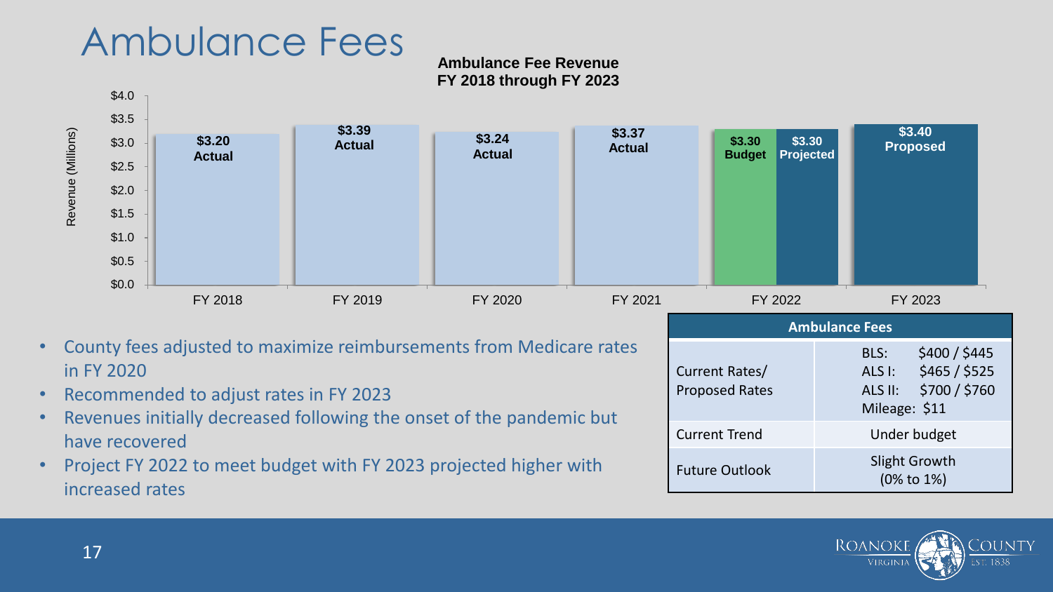# Ambulance Fees

**Ambulance Fee Revenue**
**FY 2018 through FY 2023**

| Fiscal Year | Revenue (Millions) |
|---|---|
| FY 2018 | $3.20 Actual |
| FY 2019 | $3.39 Actual |
| FY 2020 | $3.24 Actual |
| FY 2021 | $3.37 Actual |
| FY 2022 | $3.30 Budget / $3.30 Projected |
| FY 2023 | $3.40 Proposed |

- County fees adjusted to maximize reimbursements from Medicare rates in FY 2020
- Recommended to adjust rates in FY 2023
- Revenues initially decreased following the onset of the pandemic but have recovered
- Project FY 2022 to meet budget with FY 2023 projected higher with increased rates

| Ambulance Fees | |
|---|---|
| Current Rates/ Proposed Rates | BLS: $400 / $445<br>ALS I: $465 / $525<br>ALS II: $700 / $760<br>Mileage: $11 |
| Current Trend | Under budget |
| Future Outlook | Slight Growth (0% to 1%) |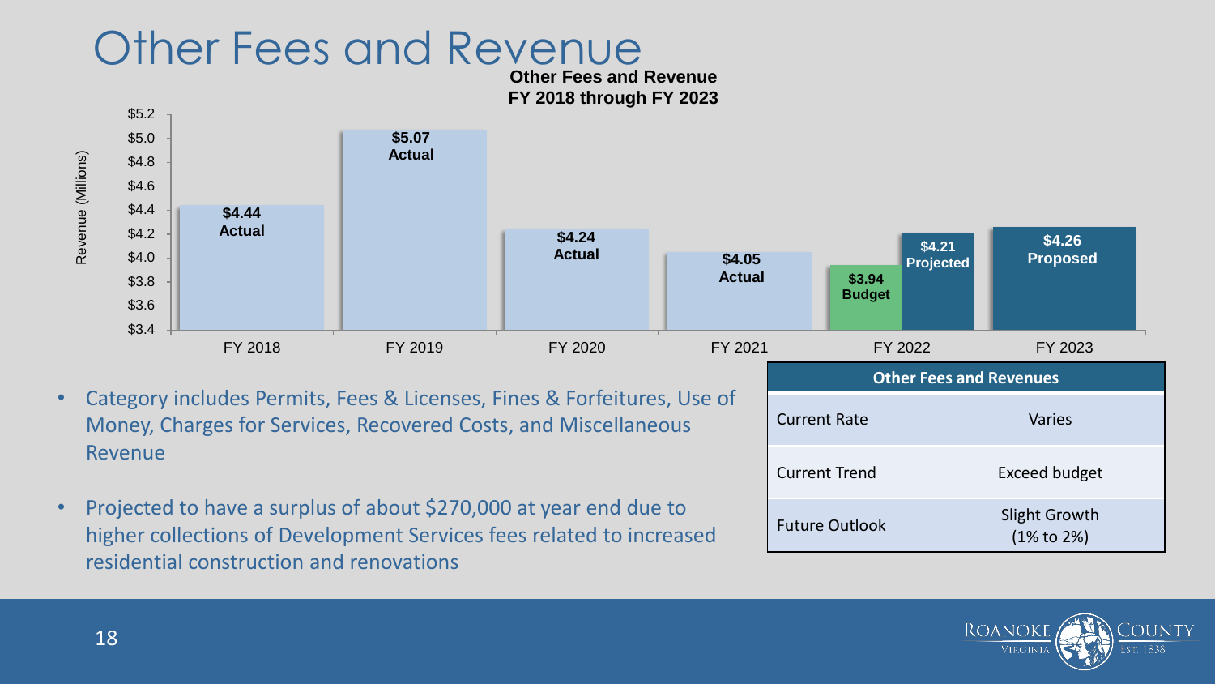# Other Fees and Revenue

**Other Fees and Revenue**
**FY 2018 through FY 2023**

| Fiscal Year | Revenue (Millions) | Type |
|---|---|---|
| FY 2018 | $4.44 | Actual |
| FY 2019 | $5.07 | Actual |
| FY 2020 | $4.24 | Actual |
| FY 2021 | $4.05 | Actual |
| FY 2022 | $3.94 | Budget |
| FY 2022 | $4.21 | Projected |
| FY 2023 | $4.26 | Proposed |

- Category includes Permits, Fees & Licenses, Fines & Forfeitures, Use of Money, Charges for Services, Recovered Costs, and Miscellaneous Revenue
- Projected to have a surplus of about $270,000 at year end due to higher collections of Development Services fees related to increased residential construction and renovations

| Other Fees and Revenues | |
|---|---|
| Current Rate | Varies |
| Current Trend | Exceed budget |
| Future Outlook | Slight Growth (1% to 2%) |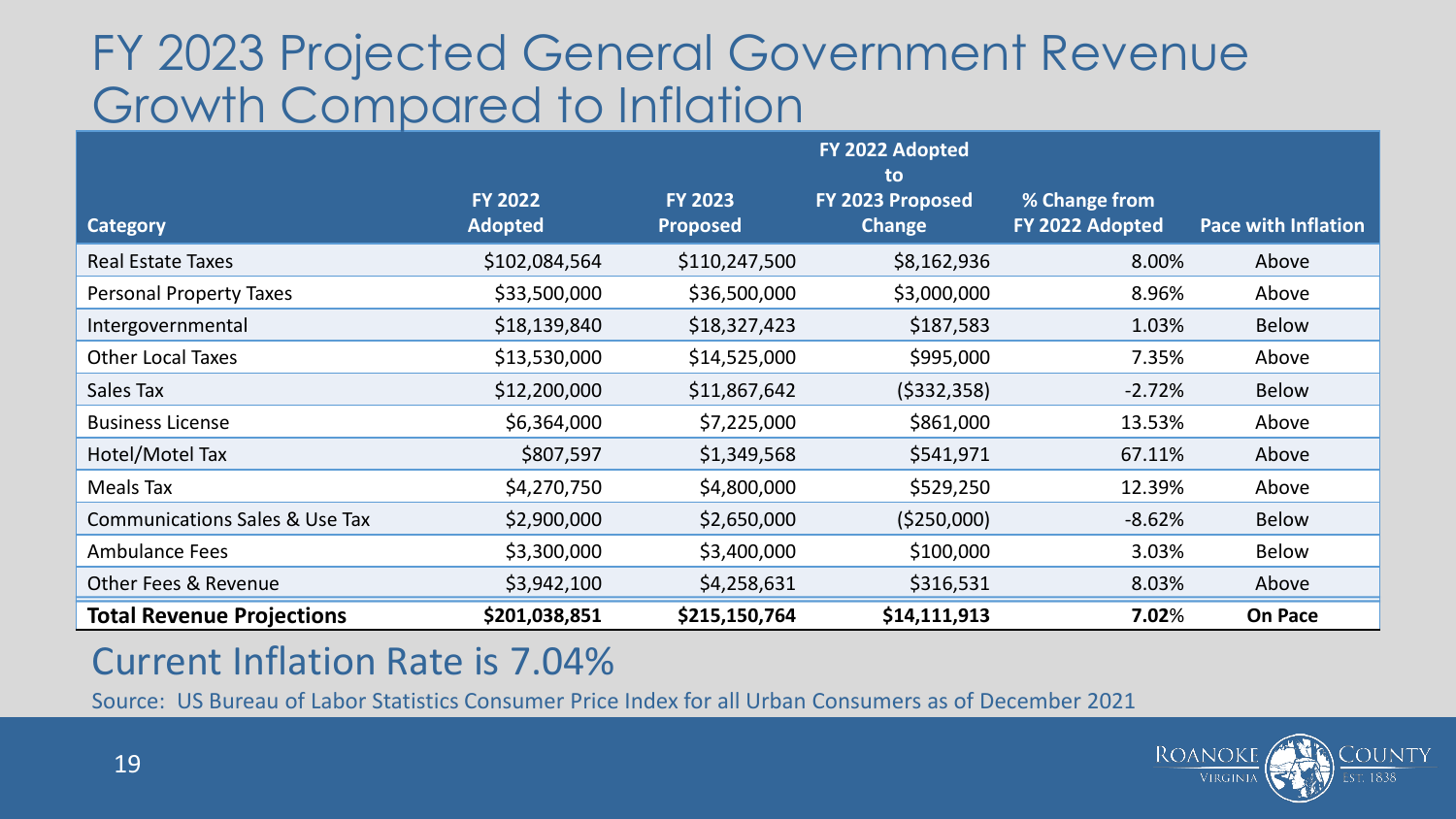# FY 2023 Projected General Government Revenue Growth Compared to Inflation

| Category | FY 2022 Adopted | FY 2023 Proposed | FY 2022 Adopted to FY 2023 Proposed Change | % Change from FY 2022 Adopted | Pace with Inflation |
|---|---|---|---|---|---|
| Real Estate Taxes | $102,084,564 | $110,247,500 | $8,162,936 | 8.00% | Above |
| Personal Property Taxes | $33,500,000 | $36,500,000 | $3,000,000 | 8.96% | Above |
| Intergovernmental | $18,139,840 | $18,327,423 | $187,583 | 1.03% | Below |
| Other Local Taxes | $13,530,000 | $14,525,000 | $995,000 | 7.35% | Above |
| Sales Tax | $12,200,000 | $11,867,642 | ($332,358) | -2.72% | Below |
| Business License | $6,364,000 | $7,225,000 | $861,000 | 13.53% | Above |
| Hotel/Motel Tax | $807,597 | $1,349,568 | $541,971 | 67.11% | Above |
| Meals Tax | $4,270,750 | $4,800,000 | $529,250 | 12.39% | Above |
| Communications Sales & Use Tax | $2,900,000 | $2,650,000 | ($250,000) | -8.62% | Below |
| Ambulance Fees | $3,300,000 | $3,400,000 | $100,000 | 3.03% | Below |
| Other Fees & Revenue | $3,942,100 | $4,258,631 | $316,531 | 8.03% | Above |
| **Total Revenue Projections** | **$201,038,851** | **$215,150,764** | **$14,111,913** | **7.02%** | **On Pace** |

## Current Inflation Rate is 7.04%

Source: US Bureau of Labor Statistics Consumer Price Index for all Urban Consumers as of December 2021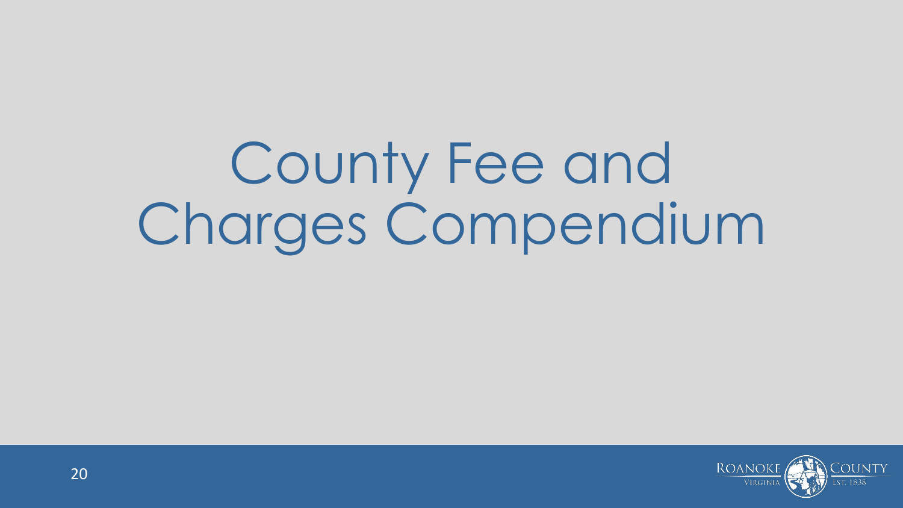# County Fee and Charges Compendium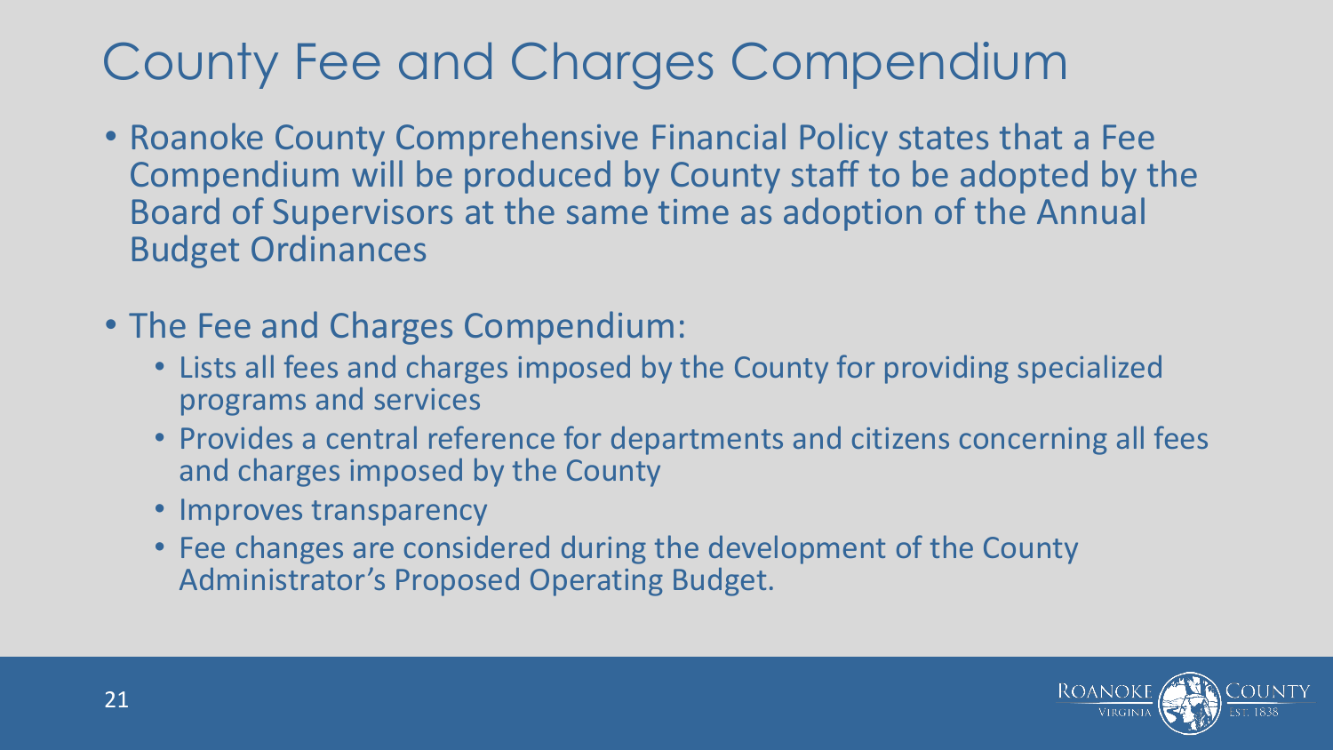# County Fee and Charges Compendium

- Roanoke County Comprehensive Financial Policy states that a Fee Compendium will be produced by County staff to be adopted by the Board of Supervisors at the same time as adoption of the Annual Budget Ordinances
- The Fee and Charges Compendium:
  - Lists all fees and charges imposed by the County for providing specialized programs and services
  - Provides a central reference for departments and citizens concerning all fees and charges imposed by the County
  - Improves transparency
  - Fee changes are considered during the development of the County Administrator's Proposed Operating Budget.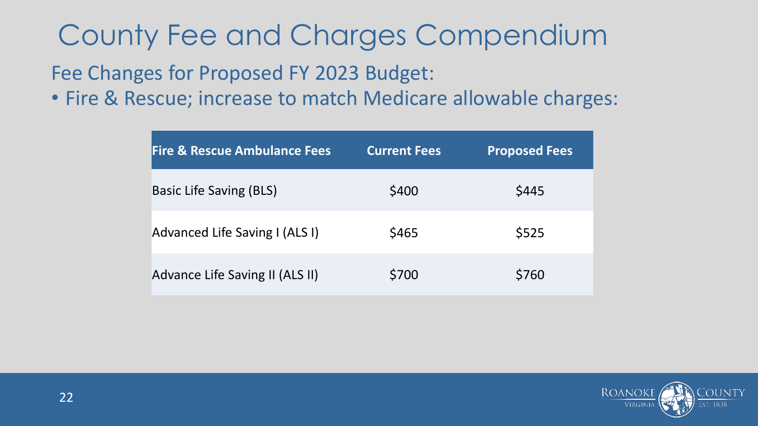# County Fee and Charges Compendium

## Fee Changes for Proposed FY 2023 Budget:

- Fire & Rescue; increase to match Medicare allowable charges:

| Fire & Rescue Ambulance Fees | Current Fees | Proposed Fees |
| --- | --- | --- |
| Basic Life Saving (BLS) | $400 | $445 |
| Advanced Life Saving I (ALS I) | $465 | $525 |
| Advance Life Saving II (ALS II) | $700 | $760 |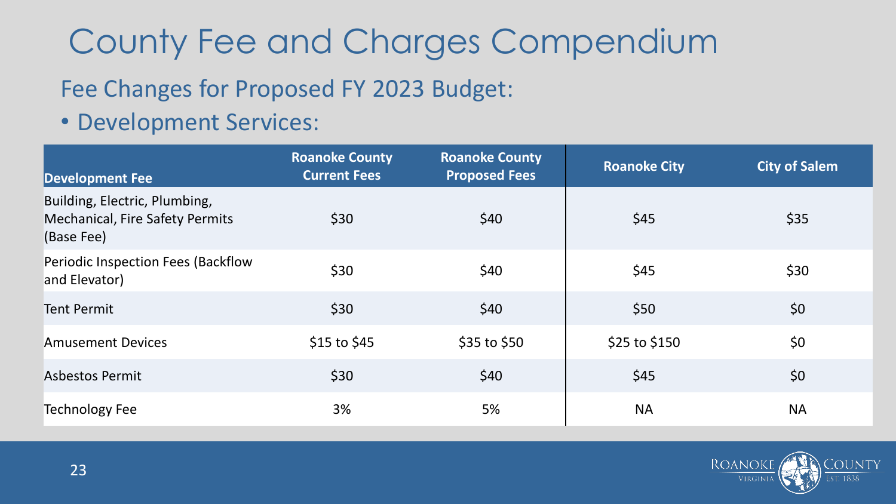# County Fee and Charges Compendium

## Fee Changes for Proposed FY 2023 Budget:

- Development Services:

| Development Fee | Roanoke County Current Fees | Roanoke County Proposed Fees | Roanoke City | City of Salem |
|---|---|---|---|---|
| Building, Electric, Plumbing, Mechanical, Fire Safety Permits (Base Fee) | $30 | $40 | $45 | $35 |
| Periodic Inspection Fees (Backflow and Elevator) | $30 | $40 | $45 | $30 |
| Tent Permit | $30 | $40 | $50 | $0 |
| Amusement Devices | $15 to $45 | $35 to $50 | $25 to $150 | $0 |
| Asbestos Permit | $30 | $40 | $45 | $0 |
| Technology Fee | 3% | 5% | NA | NA |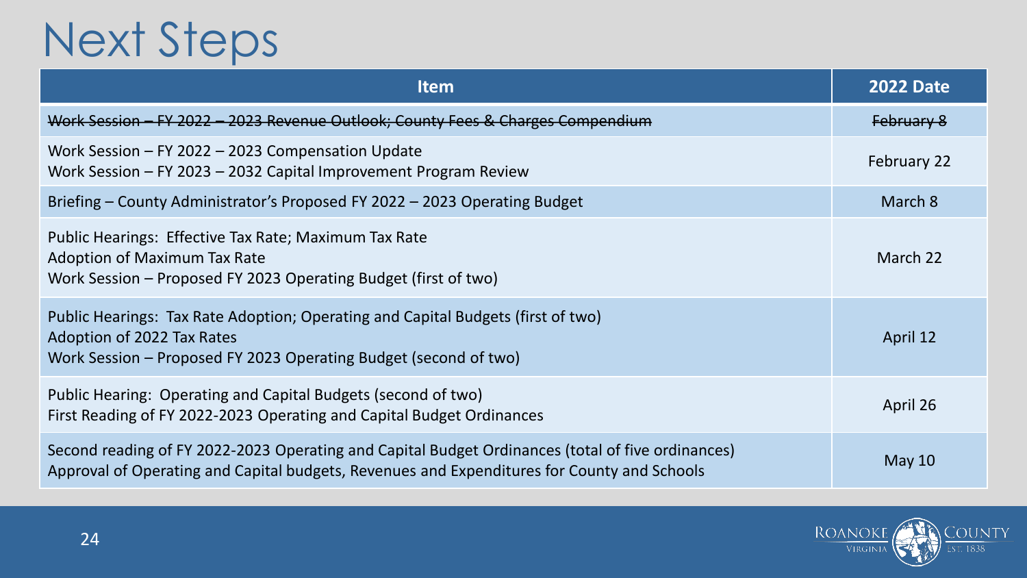# Next Steps

| Item | 2022 Date |
|---|---|
| ~~Work Session – FY 2022 – 2023 Revenue Outlook; County Fees & Charges Compendium~~ | ~~February 8~~ |
| Work Session – FY 2022 – 2023 Compensation Update<br>Work Session – FY 2023 – 2032 Capital Improvement Program Review | February 22 |
| Briefing – County Administrator's Proposed FY 2022 – 2023 Operating Budget | March 8 |
| Public Hearings: Effective Tax Rate; Maximum Tax Rate<br>Adoption of Maximum Tax Rate<br>Work Session – Proposed FY 2023 Operating Budget (first of two) | March 22 |
| Public Hearings: Tax Rate Adoption; Operating and Capital Budgets (first of two)<br>Adoption of 2022 Tax Rates<br>Work Session – Proposed FY 2023 Operating Budget (second of two) | April 12 |
| Public Hearing: Operating and Capital Budgets (second of two)<br>First Reading of FY 2022-2023 Operating and Capital Budget Ordinances | April 26 |
| Second reading of FY 2022-2023 Operating and Capital Budget Ordinances (total of five ordinances)<br>Approval of Operating and Capital budgets, Revenues and Expenditures for County and Schools | May 10 |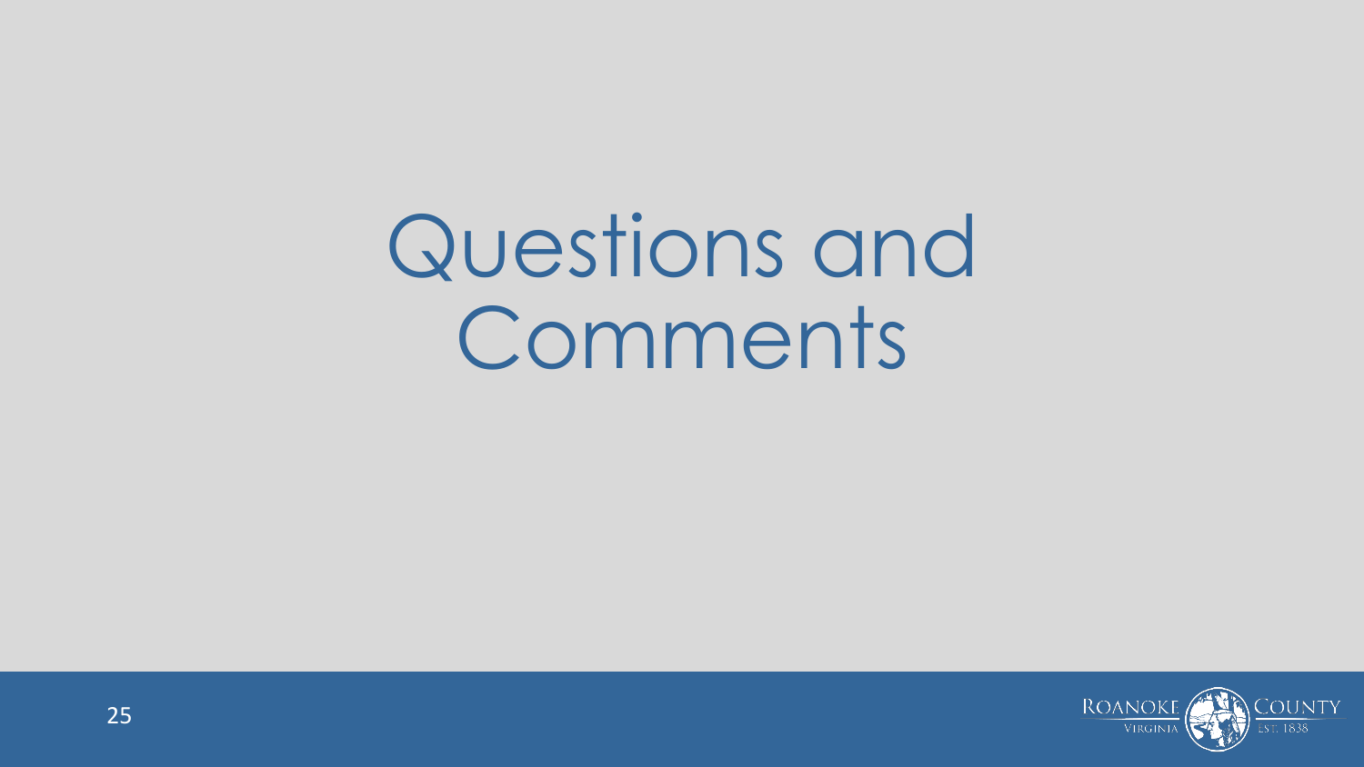# Questions and Comments